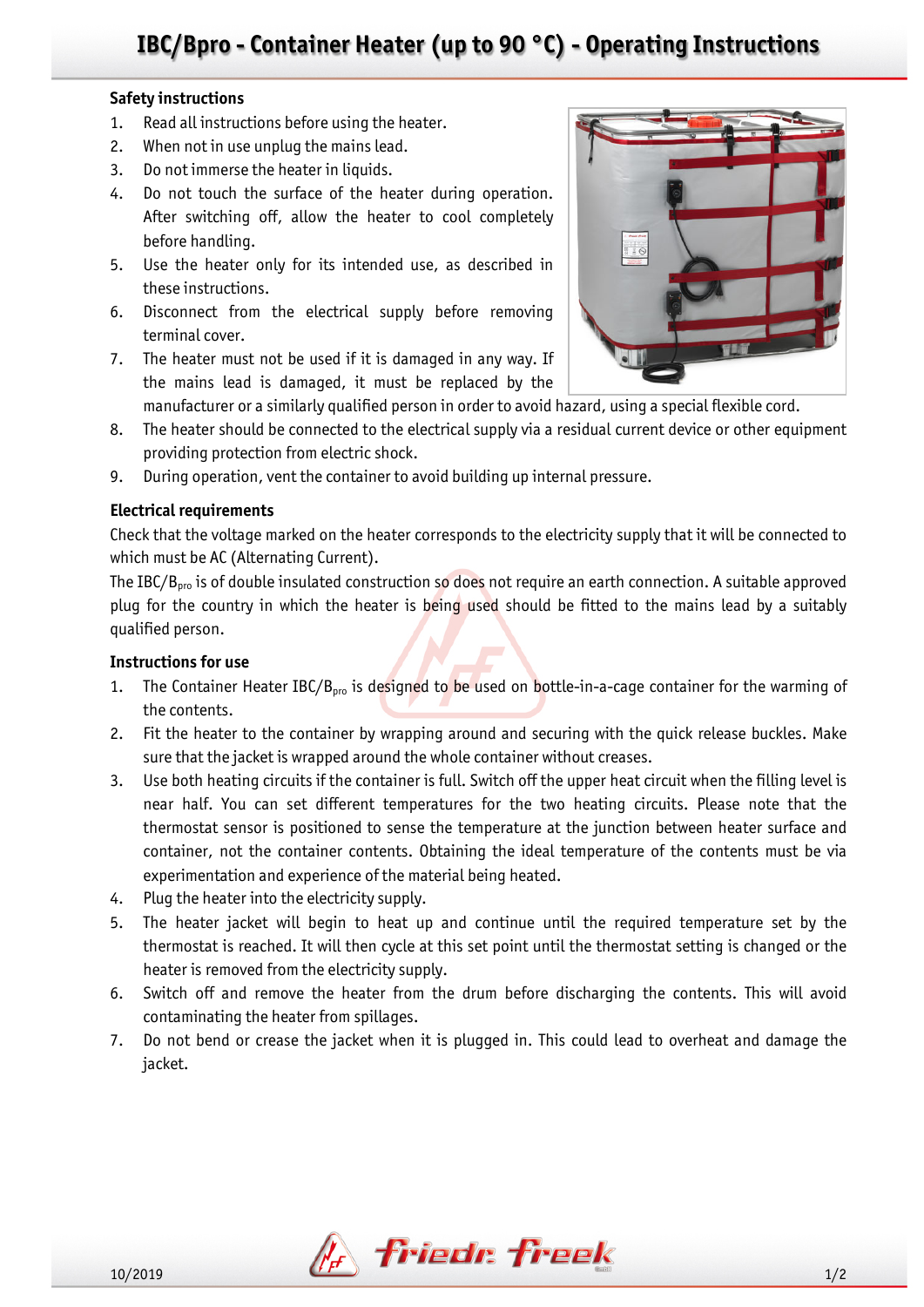# IBC/Bpro - Container Heater (up to 90 °C) - Operating Instructions

**Safety instructions**

1. Read all instructions before using the heater.
2. When not in use unplug the mains lead.
3. Do not immerse the heater in liquids.
4. Do not touch the surface of the heater during operation. After switching off, allow the heater to cool completely before handling.
5. Use the heater only for its intended use, as described in these instructions.
6. Disconnect from the electrical supply before removing terminal cover.
7. The heater must not be used if it is damaged in any way. If the mains lead is damaged, it must be replaced by the manufacturer or a similarly qualified person in order to avoid hazard, using a special flexible cord.
8. The heater should be connected to the electrical supply via a residual current device or other equipment providing protection from electric shock.
9. During operation, vent the container to avoid building up internal pressure.

**Electrical requirements**

Check that the voltage marked on the heater corresponds to the electricity supply that it will be connected to which must be AC (Alternating Current).

The IBC/B$_{pro}$ is of double insulated construction so does not require an earth connection. A suitable approved plug for the country in which the heater is being used should be fitted to the mains lead by a suitably qualified person.

**Instructions for use**

1. The Container Heater IBC/B$_{pro}$ is designed to be used on bottle-in-a-cage container for the warming of the contents.
2. Fit the heater to the container by wrapping around and securing with the quick release buckles. Make sure that the jacket is wrapped around the whole container without creases.
3. Use both heating circuits if the container is full. Switch off the upper heat circuit when the filling level is near half. You can set different temperatures for the two heating circuits. Please note that the thermostat sensor is positioned to sense the temperature at the junction between heater surface and container, not the container contents. Obtaining the ideal temperature of the contents must be via experimentation and experience of the material being heated.
4. Plug the heater into the electricity supply.
5. The heater jacket will begin to heat up and continue until the required temperature set by the thermostat is reached. It will then cycle at this set point until the thermostat setting is changed or the heater is removed from the electricity supply.
6. Switch off and remove the heater from the drum before discharging the contents. This will avoid contaminating the heater from spillages.
7. Do not bend or crease the jacket when it is plugged in. This could lead to overheat and damage the jacket.

10/2019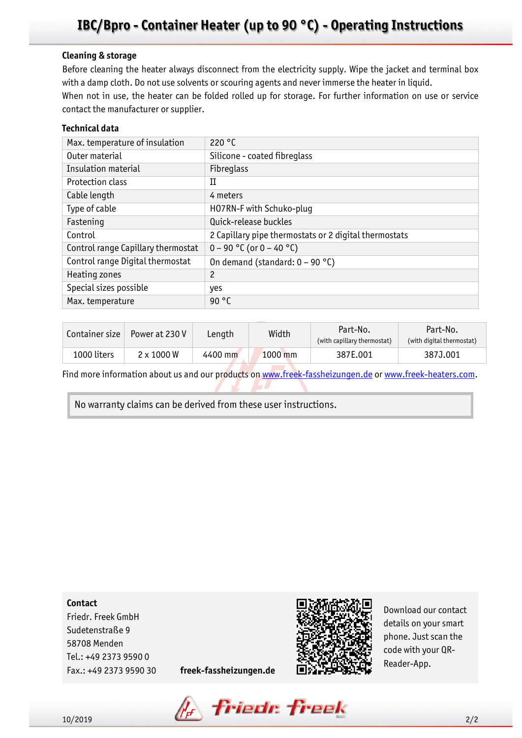## Cleaning & storage

Before cleaning the heater always disconnect from the electricity supply. Wipe the jacket and terminal box with a damp cloth. Do not use solvents or scouring agents and never immerse the heater in liquid.
When not in use, the heater can be folded rolled up for storage. For further information on use or service contact the manufacturer or supplier.

## Technical data

| | |
|---|---|
| Max. temperature of insulation | 220 °C |
| Outer material | Silicone - coated fibreglass |
| Insulation material | Fibreglass |
| Protection class | II |
| Cable length | 4 meters |
| Type of cable | H07RN-F with Schuko-plug |
| Fastening | Quick-release buckles |
| Control | 2 Capillary pipe thermostats or 2 digital thermostats |
| Control range Capillary thermostat | 0 – 90 °C (or 0 – 40 °C) |
| Control range Digital thermostat | On demand (standard: 0 – 90 °C) |
| Heating zones | 2 |
| Special sizes possible | yes |
| Max. temperature | 90 °C |

| Container size | Power at 230 V | Length | Width | Part-No. (with capillary thermostat) | Part-No. (with digital thermostat) |
|---|---|---|---|---|---|
| 1000 liters | 2 x 1000 W | 4400 mm | 1000 mm | 387E.001 | 387J.001 |

Find more information about us and our products on www.freek-fassheizungen.de or www.freek-heaters.com.

No warranty claims can be derived from these user instructions.

**Contact**
Friedr. Freek GmbH
Sudetenstraße 9
58708 Menden
Tel.: +49 2373 9590 0
Fax.: +49 2373 9590 30

**freek-fassheizungen.de**

Download our contact details on your smart phone. Just scan the code with your QR-Reader-App.

10/2019